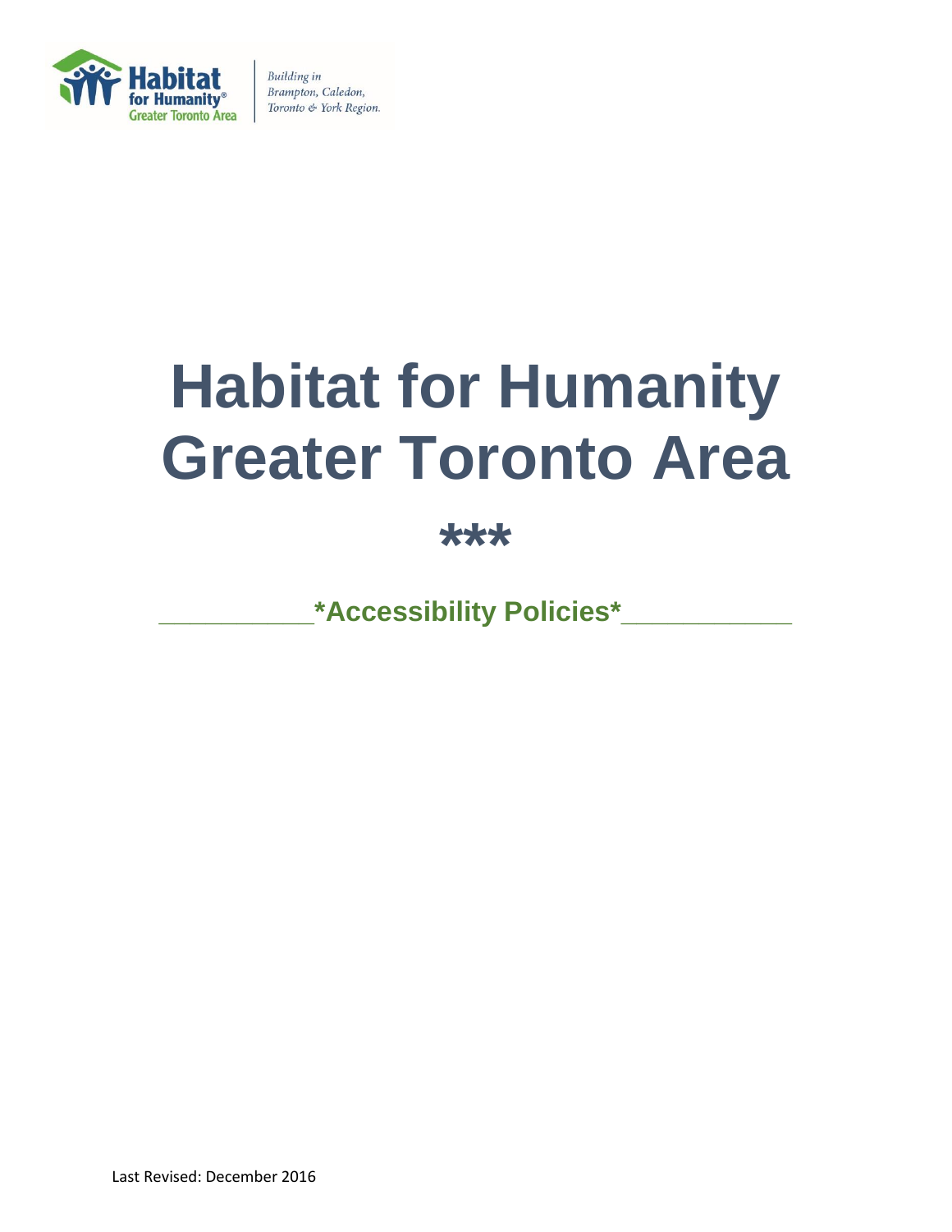Habitat for Humanity
Greater Toronto Area

*Building in Brampton, Caledon, Toronto & York Region.*

# Habitat for Humanity Greater Toronto Area

***

## __________*Accessibility Policies*___________

Last Revised: December 2016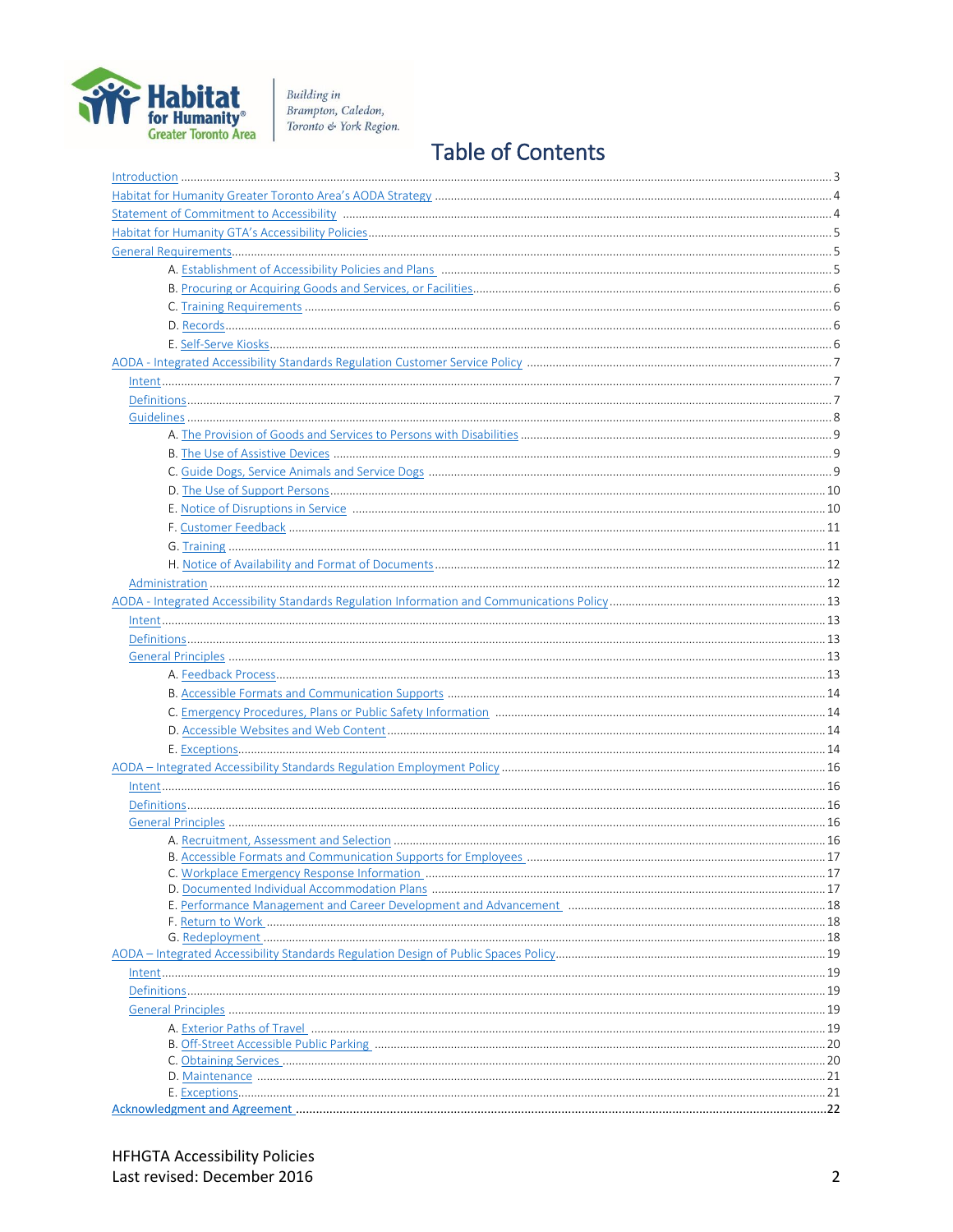# Table of Contents

- Introduction ... 3
- Habitat for Humanity Greater Toronto Area's AODA Strategy ... 4
- Statement of Commitment to Accessibility ... 4
- Habitat for Humanity GTA's Accessibility Policies ... 5
- General Requirements ... 5
  - A. Establishment of Accessibility Policies and Plans ... 5
  - B. Procuring or Acquiring Goods and Services, or Facilities ... 6
  - C. Training Requirements ... 6
  - D. Records ... 6
  - E. Self-Serve Kiosks ... 6
- AODA - Integrated Accessibility Standards Regulation Customer Service Policy ... 7
  - Intent ... 7
  - Definitions ... 7
  - Guidelines ... 8
    - A. The Provision of Goods and Services to Persons with Disabilities ... 9
    - B. The Use of Assistive Devices ... 9
    - C. Guide Dogs, Service Animals and Service Dogs ... 9
    - D. The Use of Support Persons ... 10
    - E. Notice of Disruptions in Service ... 10
    - F. Customer Feedback ... 11
    - G. Training ... 11
    - H. Notice of Availability and Format of Documents ... 12
  - Administration ... 12
- AODA - Integrated Accessibility Standards Regulation Information and Communications Policy ... 13
  - Intent ... 13
  - Definitions ... 13
  - General Principles ... 13
    - A. Feedback Process ... 13
    - B. Accessible Formats and Communication Supports ... 14
    - C. Emergency Procedures, Plans or Public Safety Information ... 14
    - D. Accessible Websites and Web Content ... 14
    - E. Exceptions ... 14
- AODA – Integrated Accessibility Standards Regulation Employment Policy ... 16
  - Intent ... 16
  - Definitions ... 16
  - General Principles ... 16
    - A. Recruitment, Assessment and Selection ... 16
    - B. Accessible Formats and Communication Supports for Employees ... 17
    - C. Workplace Emergency Response Information ... 17
    - D. Documented Individual Accommodation Plans ... 17
    - E. Performance Management and Career Development and Advancement ... 18
    - F. Return to Work ... 18
    - G. Redeployment ... 18
- AODA – Integrated Accessibility Standards Regulation Design of Public Spaces Policy ... 19
  - Intent ... 19
  - Definitions ... 19
  - General Principles ... 19
    - A. Exterior Paths of Travel ... 19
    - B. Off-Street Accessible Public Parking ... 20
    - C. Obtaining Services ... 20
    - D. Maintenance ... 21
    - E. Exceptions ... 21
- Acknowledgment and Agreement ... 22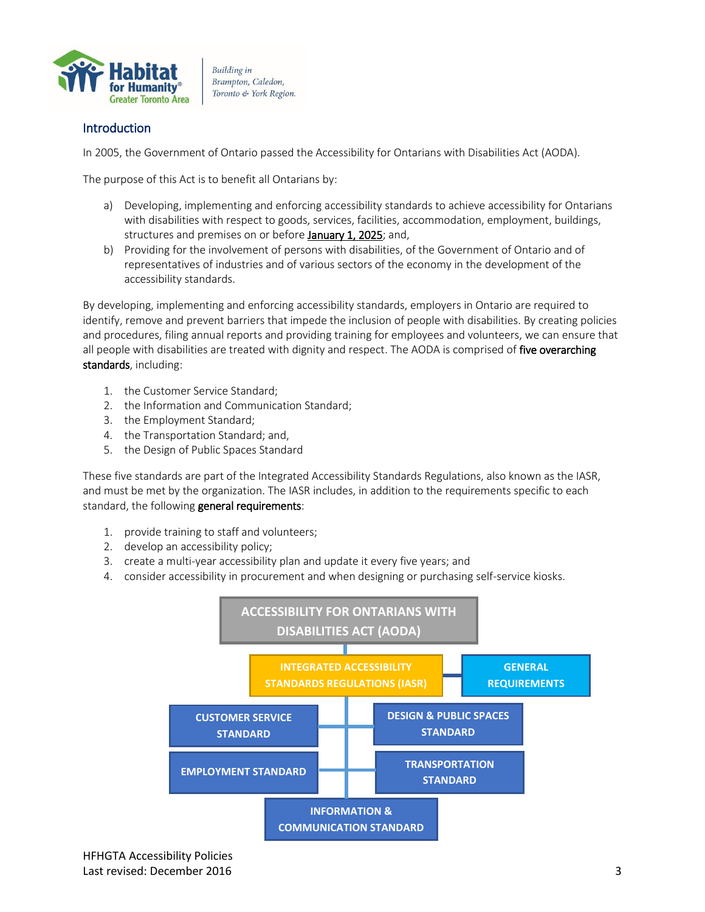## Introduction

In 2005, the Government of Ontario passed the Accessibility for Ontarians with Disabilities Act (AODA).

The purpose of this Act is to benefit all Ontarians by:

a) Developing, implementing and enforcing accessibility standards to achieve accessibility for Ontarians with disabilities with respect to goods, services, facilities, accommodation, employment, buildings, structures and premises on or before **January 1, 2025**; and,
b) Providing for the involvement of persons with disabilities, of the Government of Ontario and of representatives of industries and of various sectors of the economy in the development of the accessibility standards.

By developing, implementing and enforcing accessibility standards, employers in Ontario are required to identify, remove and prevent barriers that impede the inclusion of people with disabilities. By creating policies and procedures, filing annual reports and providing training for employees and volunteers, we can ensure that all people with disabilities are treated with dignity and respect. The AODA is comprised of **five overarching standards**, including:

1. the Customer Service Standard;
2. the Information and Communication Standard;
3. the Employment Standard;
4. the Transportation Standard; and,
5. the Design of Public Spaces Standard

These five standards are part of the Integrated Accessibility Standards Regulations, also known as the IASR, and must be met by the organization. The IASR includes, in addition to the requirements specific to each standard, the following **general requirements**:

1. provide training to staff and volunteers;
2. develop an accessibility policy;
3. create a multi-year accessibility plan and update it every five years; and
4. consider accessibility in procurement and when designing or purchasing self-service kiosks.

ACCESSIBILITY FOR ONTARIANS WITH DISABILITIES ACT (AODA)

INTEGRATED ACCESSIBILITY STANDARDS REGULATIONS (IASR) — GENERAL REQUIREMENTS

- CUSTOMER SERVICE STANDARD
- DESIGN & PUBLIC SPACES STANDARD
- EMPLOYMENT STANDARD
- TRANSPORTATION STANDARD
- INFORMATION & COMMUNICATION STANDARD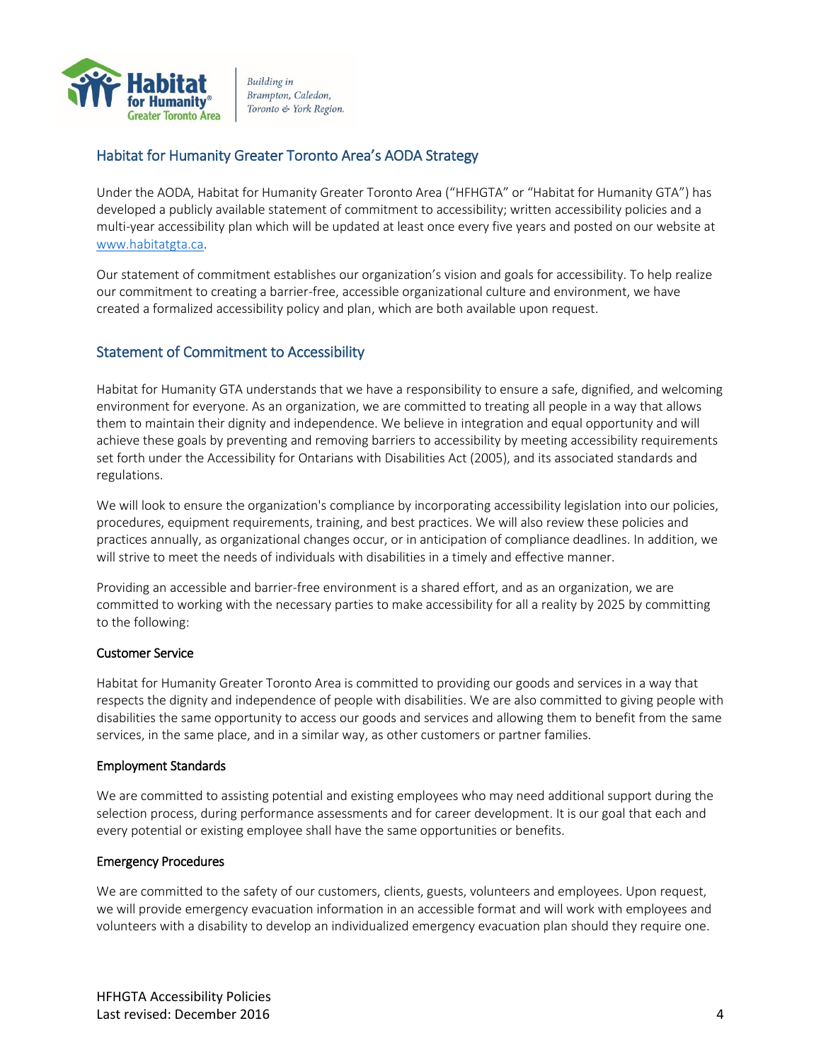## Habitat for Humanity Greater Toronto Area's AODA Strategy

Under the AODA, Habitat for Humanity Greater Toronto Area ("HFHGTA" or "Habitat for Humanity GTA") has developed a publicly available statement of commitment to accessibility; written accessibility policies and a multi-year accessibility plan which will be updated at least once every five years and posted on our website at www.habitatgta.ca.

Our statement of commitment establishes our organization's vision and goals for accessibility. To help realize our commitment to creating a barrier-free, accessible organizational culture and environment, we have created a formalized accessibility policy and plan, which are both available upon request.

## Statement of Commitment to Accessibility

Habitat for Humanity GTA understands that we have a responsibility to ensure a safe, dignified, and welcoming environment for everyone. As an organization, we are committed to treating all people in a way that allows them to maintain their dignity and independence. We believe in integration and equal opportunity and will achieve these goals by preventing and removing barriers to accessibility by meeting accessibility requirements set forth under the Accessibility for Ontarians with Disabilities Act (2005), and its associated standards and regulations.

We will look to ensure the organization's compliance by incorporating accessibility legislation into our policies, procedures, equipment requirements, training, and best practices. We will also review these policies and practices annually, as organizational changes occur, or in anticipation of compliance deadlines. In addition, we will strive to meet the needs of individuals with disabilities in a timely and effective manner.

Providing an accessible and barrier-free environment is a shared effort, and as an organization, we are committed to working with the necessary parties to make accessibility for all a reality by 2025 by committing to the following:

### Customer Service

Habitat for Humanity Greater Toronto Area is committed to providing our goods and services in a way that respects the dignity and independence of people with disabilities. We are also committed to giving people with disabilities the same opportunity to access our goods and services and allowing them to benefit from the same services, in the same place, and in a similar way, as other customers or partner families.

### Employment Standards

We are committed to assisting potential and existing employees who may need additional support during the selection process, during performance assessments and for career development. It is our goal that each and every potential or existing employee shall have the same opportunities or benefits.

### Emergency Procedures

We are committed to the safety of our customers, clients, guests, volunteers and employees. Upon request, we will provide emergency evacuation information in an accessible format and will work with employees and volunteers with a disability to develop an individualized emergency evacuation plan should they require one.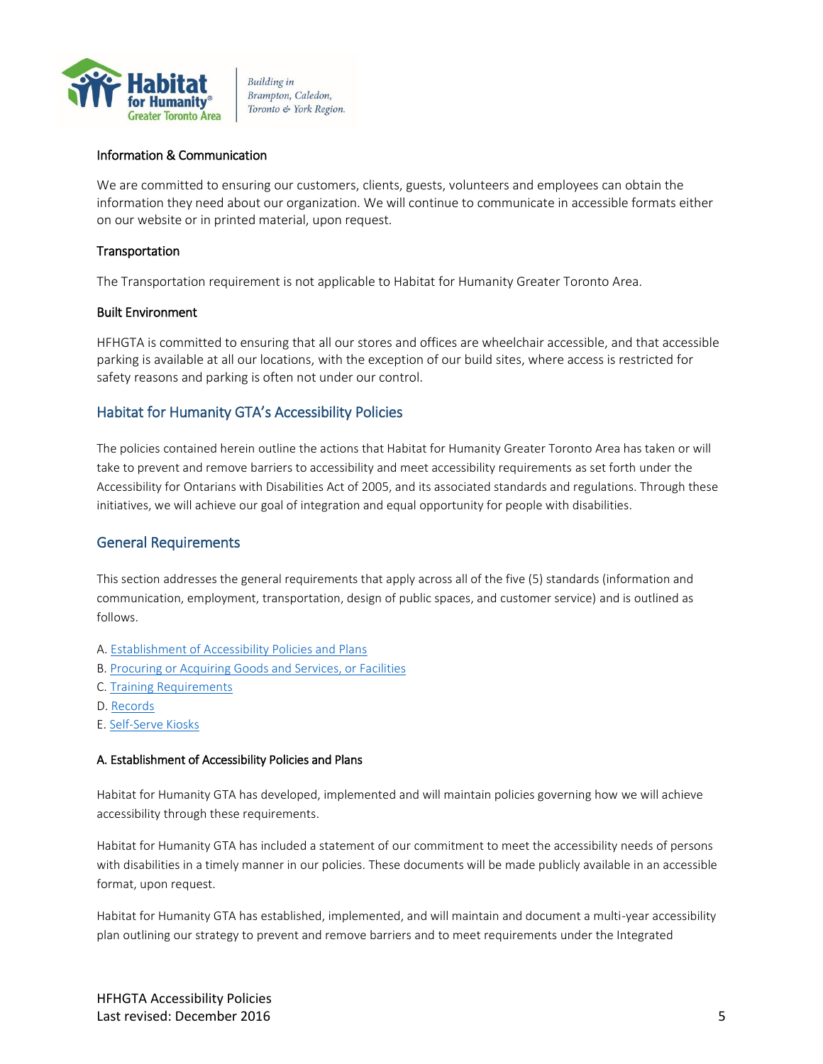#### Information & Communication

We are committed to ensuring our customers, clients, guests, volunteers and employees can obtain the information they need about our organization. We will continue to communicate in accessible formats either on our website or in printed material, upon request.

#### Transportation

The Transportation requirement is not applicable to Habitat for Humanity Greater Toronto Area.

#### Built Environment

HFHGTA is committed to ensuring that all our stores and offices are wheelchair accessible, and that accessible parking is available at all our locations, with the exception of our build sites, where access is restricted for safety reasons and parking is often not under our control.

## Habitat for Humanity GTA's Accessibility Policies

The policies contained herein outline the actions that Habitat for Humanity Greater Toronto Area has taken or will take to prevent and remove barriers to accessibility and meet accessibility requirements as set forth under the Accessibility for Ontarians with Disabilities Act of 2005, and its associated standards and regulations. Through these initiatives, we will achieve our goal of integration and equal opportunity for people with disabilities.

## General Requirements

This section addresses the general requirements that apply across all of the five (5) standards (information and communication, employment, transportation, design of public spaces, and customer service) and is outlined as follows.

A. Establishment of Accessibility Policies and Plans
B. Procuring or Acquiring Goods and Services, or Facilities
C. Training Requirements
D. Records
E. Self-Serve Kiosks

#### A. Establishment of Accessibility Policies and Plans

Habitat for Humanity GTA has developed, implemented and will maintain policies governing how we will achieve accessibility through these requirements.

Habitat for Humanity GTA has included a statement of our commitment to meet the accessibility needs of persons with disabilities in a timely manner in our policies. These documents will be made publicly available in an accessible format, upon request.

Habitat for Humanity GTA has established, implemented, and will maintain and document a multi-year accessibility plan outlining our strategy to prevent and remove barriers and to meet requirements under the Integrated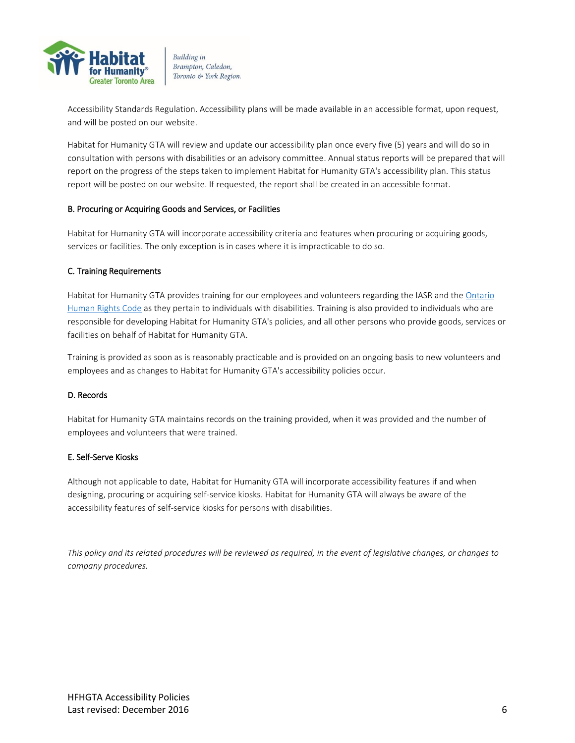Accessibility Standards Regulation. Accessibility plans will be made available in an accessible format, upon request, and will be posted on our website.

Habitat for Humanity GTA will review and update our accessibility plan once every five (5) years and will do so in consultation with persons with disabilities or an advisory committee. Annual status reports will be prepared that will report on the progress of the steps taken to implement Habitat for Humanity GTA's accessibility plan. This status report will be posted on our website. If requested, the report shall be created in an accessible format.

#### B. Procuring or Acquiring Goods and Services, or Facilities

Habitat for Humanity GTA will incorporate accessibility criteria and features when procuring or acquiring goods, services or facilities. The only exception is in cases where it is impracticable to do so.

#### C. Training Requirements

Habitat for Humanity GTA provides training for our employees and volunteers regarding the IASR and the Ontario Human Rights Code as they pertain to individuals with disabilities. Training is also provided to individuals who are responsible for developing Habitat for Humanity GTA's policies, and all other persons who provide goods, services or facilities on behalf of Habitat for Humanity GTA.

Training is provided as soon as is reasonably practicable and is provided on an ongoing basis to new volunteers and employees and as changes to Habitat for Humanity GTA's accessibility policies occur.

#### D. Records

Habitat for Humanity GTA maintains records on the training provided, when it was provided and the number of employees and volunteers that were trained.

#### E. Self-Serve Kiosks

Although not applicable to date, Habitat for Humanity GTA will incorporate accessibility features if and when designing, procuring or acquiring self-service kiosks. Habitat for Humanity GTA will always be aware of the accessibility features of self-service kiosks for persons with disabilities.

*This policy and its related procedures will be reviewed as required, in the event of legislative changes, or changes to company procedures.*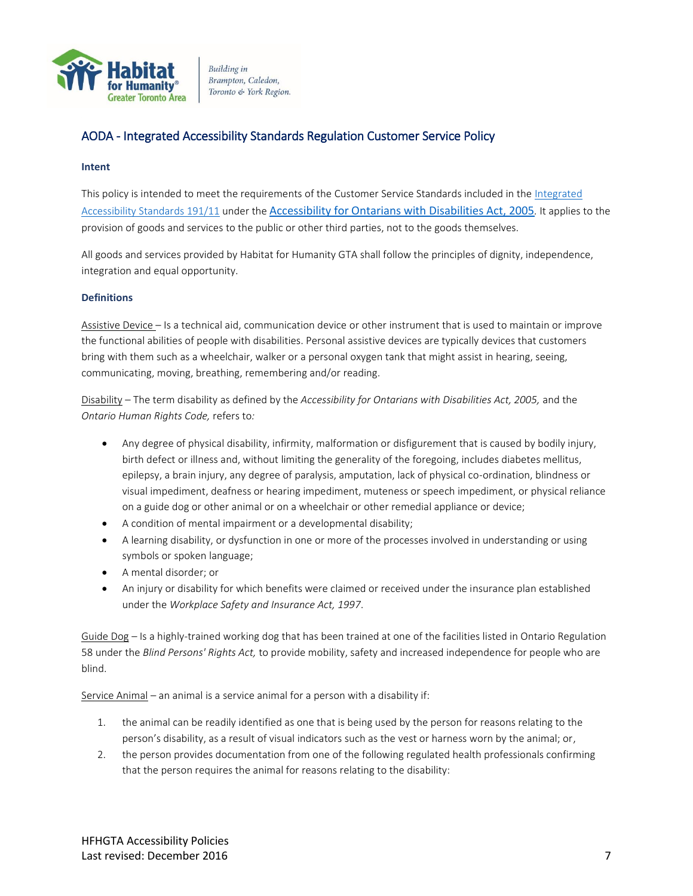## AODA - Integrated Accessibility Standards Regulation Customer Service Policy

**Intent**

This policy is intended to meet the requirements of the Customer Service Standards included in the Integrated Accessibility Standards 191/11 under the Accessibility for Ontarians with Disabilities Act, 2005. It applies to the provision of goods and services to the public or other third parties, not to the goods themselves.

All goods and services provided by Habitat for Humanity GTA shall follow the principles of dignity, independence, integration and equal opportunity.

**Definitions**

Assistive Device – Is a technical aid, communication device or other instrument that is used to maintain or improve the functional abilities of people with disabilities. Personal assistive devices are typically devices that customers bring with them such as a wheelchair, walker or a personal oxygen tank that might assist in hearing, seeing, communicating, moving, breathing, remembering and/or reading.

Disability – The term disability as defined by the *Accessibility for Ontarians with Disabilities Act, 2005,* and the *Ontario Human Rights Code,* refers to:

- Any degree of physical disability, infirmity, malformation or disfigurement that is caused by bodily injury, birth defect or illness and, without limiting the generality of the foregoing, includes diabetes mellitus, epilepsy, a brain injury, any degree of paralysis, amputation, lack of physical co-ordination, blindness or visual impediment, deafness or hearing impediment, muteness or speech impediment, or physical reliance on a guide dog or other animal or on a wheelchair or other remedial appliance or device;
- A condition of mental impairment or a developmental disability;
- A learning disability, or dysfunction in one or more of the processes involved in understanding or using symbols or spoken language;
- A mental disorder; or
- An injury or disability for which benefits were claimed or received under the insurance plan established under the *Workplace Safety and Insurance Act, 1997*.

Guide Dog – Is a highly-trained working dog that has been trained at one of the facilities listed in Ontario Regulation 58 under the *Blind Persons' Rights Act,* to provide mobility, safety and increased independence for people who are blind.

Service Animal – an animal is a service animal for a person with a disability if:

1. the animal can be readily identified as one that is being used by the person for reasons relating to the person's disability, as a result of visual indicators such as the vest or harness worn by the animal; or,
2. the person provides documentation from one of the following regulated health professionals confirming that the person requires the animal for reasons relating to the disability: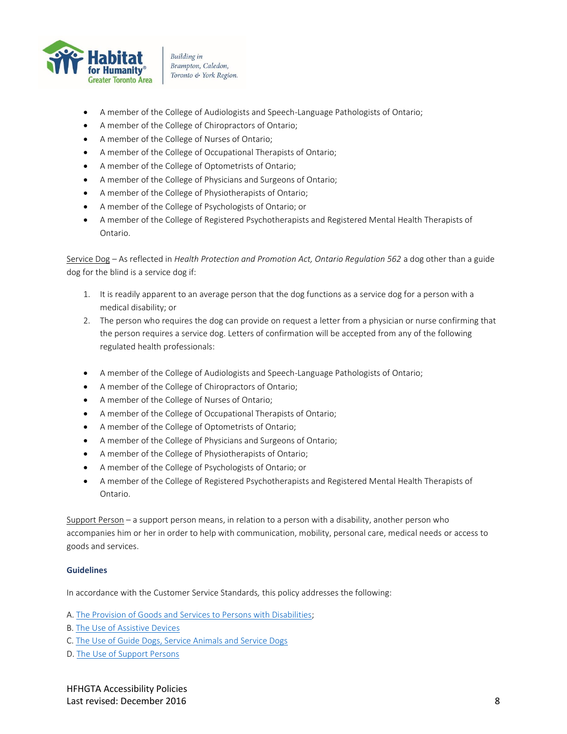- A member of the College of Audiologists and Speech-Language Pathologists of Ontario;
- A member of the College of Chiropractors of Ontario;
- A member of the College of Nurses of Ontario;
- A member of the College of Occupational Therapists of Ontario;
- A member of the College of Optometrists of Ontario;
- A member of the College of Physicians and Surgeons of Ontario;
- A member of the College of Physiotherapists of Ontario;
- A member of the College of Psychologists of Ontario; or
- A member of the College of Registered Psychotherapists and Registered Mental Health Therapists of Ontario.

Service Dog – As reflected in *Health Protection and Promotion Act, Ontario Regulation 562* a dog other than a guide dog for the blind is a service dog if:

1. It is readily apparent to an average person that the dog functions as a service dog for a person with a medical disability; or
2. The person who requires the dog can provide on request a letter from a physician or nurse confirming that the person requires a service dog. Letters of confirmation will be accepted from any of the following regulated health professionals:

- A member of the College of Audiologists and Speech-Language Pathologists of Ontario;
- A member of the College of Chiropractors of Ontario;
- A member of the College of Nurses of Ontario;
- A member of the College of Occupational Therapists of Ontario;
- A member of the College of Optometrists of Ontario;
- A member of the College of Physicians and Surgeons of Ontario;
- A member of the College of Physiotherapists of Ontario;
- A member of the College of Psychologists of Ontario; or
- A member of the College of Registered Psychotherapists and Registered Mental Health Therapists of Ontario.

Support Person – a support person means, in relation to a person with a disability, another person who accompanies him or her in order to help with communication, mobility, personal care, medical needs or access to goods and services.

### Guidelines

In accordance with the Customer Service Standards, this policy addresses the following:

A. The Provision of Goods and Services to Persons with Disabilities;
B. The Use of Assistive Devices
C. The Use of Guide Dogs, Service Animals and Service Dogs
D. The Use of Support Persons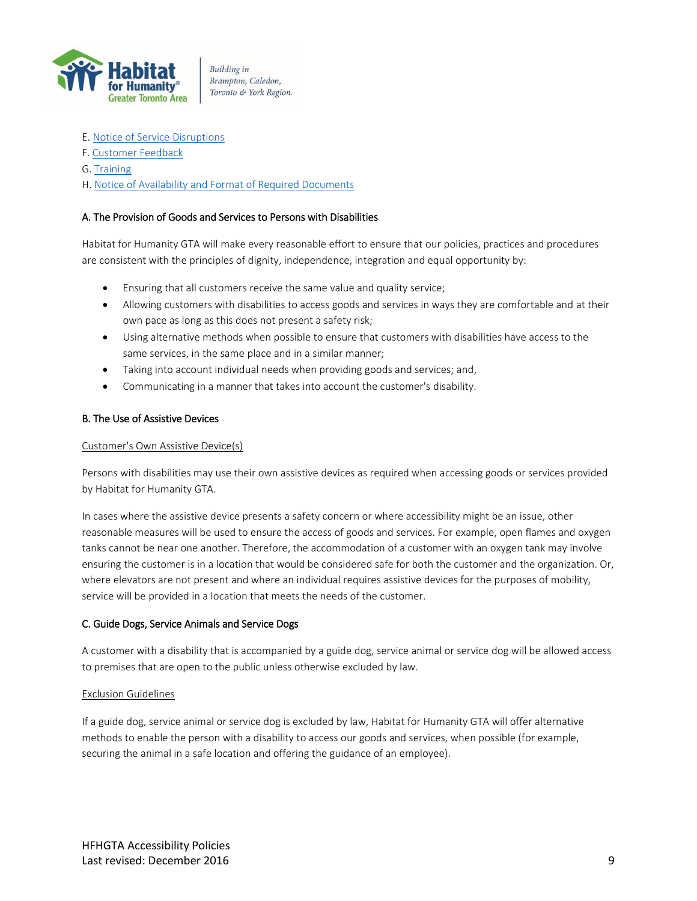E. Notice of Service Disruptions
F. Customer Feedback
G. Training
H. Notice of Availability and Format of Required Documents

### A. The Provision of Goods and Services to Persons with Disabilities

Habitat for Humanity GTA will make every reasonable effort to ensure that our policies, practices and procedures are consistent with the principles of dignity, independence, integration and equal opportunity by:

- Ensuring that all customers receive the same value and quality service;
- Allowing customers with disabilities to access goods and services in ways they are comfortable and at their own pace as long as this does not present a safety risk;
- Using alternative methods when possible to ensure that customers with disabilities have access to the same services, in the same place and in a similar manner;
- Taking into account individual needs when providing goods and services; and,
- Communicating in a manner that takes into account the customer's disability.

### B. The Use of Assistive Devices

Customer's Own Assistive Device(s)

Persons with disabilities may use their own assistive devices as required when accessing goods or services provided by Habitat for Humanity GTA.

In cases where the assistive device presents a safety concern or where accessibility might be an issue, other reasonable measures will be used to ensure the access of goods and services. For example, open flames and oxygen tanks cannot be near one another. Therefore, the accommodation of a customer with an oxygen tank may involve ensuring the customer is in a location that would be considered safe for both the customer and the organization. Or, where elevators are not present and where an individual requires assistive devices for the purposes of mobility, service will be provided in a location that meets the needs of the customer.

### C. Guide Dogs, Service Animals and Service Dogs

A customer with a disability that is accompanied by a guide dog, service animal or service dog will be allowed access to premises that are open to the public unless otherwise excluded by law.

Exclusion Guidelines

If a guide dog, service animal or service dog is excluded by law, Habitat for Humanity GTA will offer alternative methods to enable the person with a disability to access our goods and services, when possible (for example, securing the animal in a safe location and offering the guidance of an employee).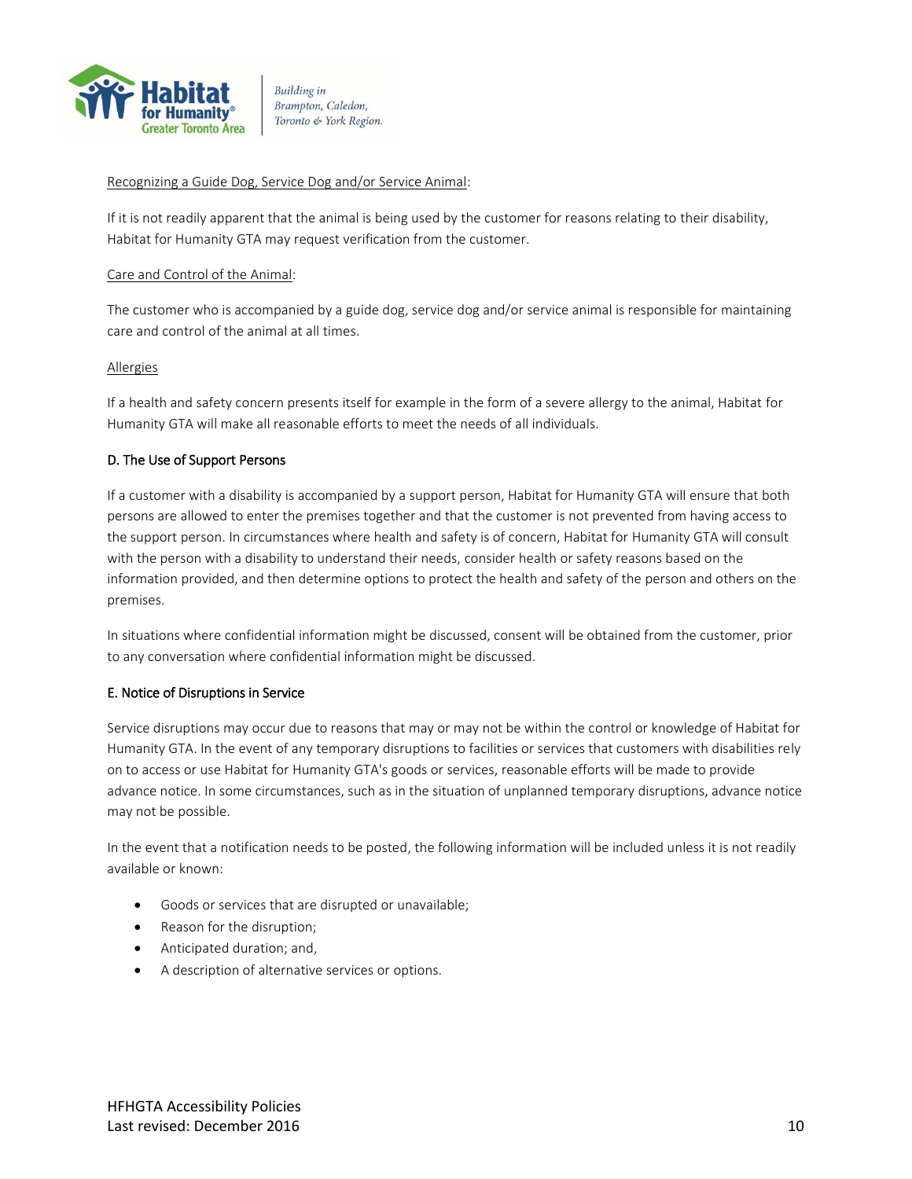Recognizing a Guide Dog, Service Dog and/or Service Animal:

If it is not readily apparent that the animal is being used by the customer for reasons relating to their disability, Habitat for Humanity GTA may request verification from the customer.

Care and Control of the Animal:

The customer who is accompanied by a guide dog, service dog and/or service animal is responsible for maintaining care and control of the animal at all times.

Allergies

If a health and safety concern presents itself for example in the form of a severe allergy to the animal, Habitat for Humanity GTA will make all reasonable efforts to meet the needs of all individuals.

### D. The Use of Support Persons

If a customer with a disability is accompanied by a support person, Habitat for Humanity GTA will ensure that both persons are allowed to enter the premises together and that the customer is not prevented from having access to the support person. In circumstances where health and safety is of concern, Habitat for Humanity GTA will consult with the person with a disability to understand their needs, consider health or safety reasons based on the information provided, and then determine options to protect the health and safety of the person and others on the premises.

In situations where confidential information might be discussed, consent will be obtained from the customer, prior to any conversation where confidential information might be discussed.

### E. Notice of Disruptions in Service

Service disruptions may occur due to reasons that may or may not be within the control or knowledge of Habitat for Humanity GTA. In the event of any temporary disruptions to facilities or services that customers with disabilities rely on to access or use Habitat for Humanity GTA's goods or services, reasonable efforts will be made to provide advance notice. In some circumstances, such as in the situation of unplanned temporary disruptions, advance notice may not be possible.

In the event that a notification needs to be posted, the following information will be included unless it is not readily available or known:

- Goods or services that are disrupted or unavailable;
- Reason for the disruption;
- Anticipated duration; and,
- A description of alternative services or options.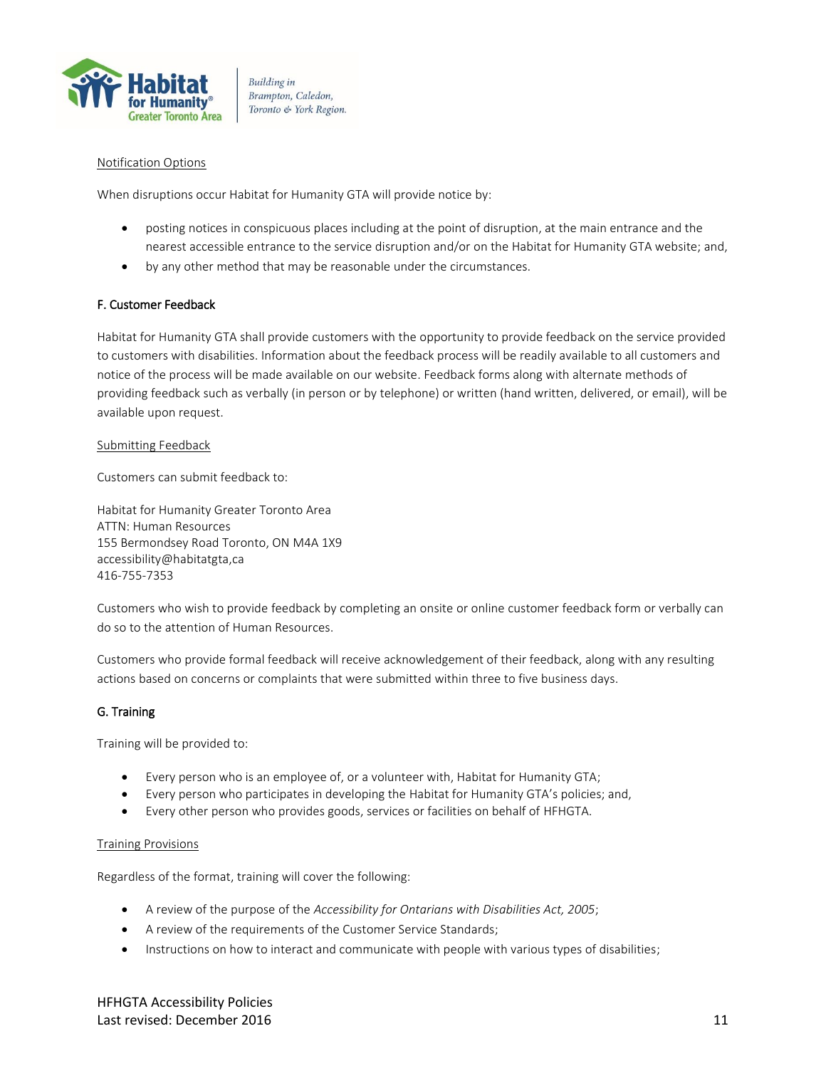Notification Options

When disruptions occur Habitat for Humanity GTA will provide notice by:

- posting notices in conspicuous places including at the point of disruption, at the main entrance and the nearest accessible entrance to the service disruption and/or on the Habitat for Humanity GTA website; and,
- by any other method that may be reasonable under the circumstances.

**F. Customer Feedback**

Habitat for Humanity GTA shall provide customers with the opportunity to provide feedback on the service provided to customers with disabilities. Information about the feedback process will be readily available to all customers and notice of the process will be made available on our website. Feedback forms along with alternate methods of providing feedback such as verbally (in person or by telephone) or written (hand written, delivered, or email), will be available upon request.

Submitting Feedback

Customers can submit feedback to:

Habitat for Humanity Greater Toronto Area
ATTN: Human Resources
155 Bermondsey Road Toronto, ON M4A 1X9
accessibility@habitatgta,ca
416-755-7353

Customers who wish to provide feedback by completing an onsite or online customer feedback form or verbally can do so to the attention of Human Resources.

Customers who provide formal feedback will receive acknowledgement of their feedback, along with any resulting actions based on concerns or complaints that were submitted within three to five business days.

**G. Training**

Training will be provided to:

- Every person who is an employee of, or a volunteer with, Habitat for Humanity GTA;
- Every person who participates in developing the Habitat for Humanity GTA's policies; and,
- Every other person who provides goods, services or facilities on behalf of HFHGTA.

Training Provisions

Regardless of the format, training will cover the following:

- A review of the purpose of the *Accessibility for Ontarians with Disabilities Act, 2005*;
- A review of the requirements of the Customer Service Standards;
- Instructions on how to interact and communicate with people with various types of disabilities;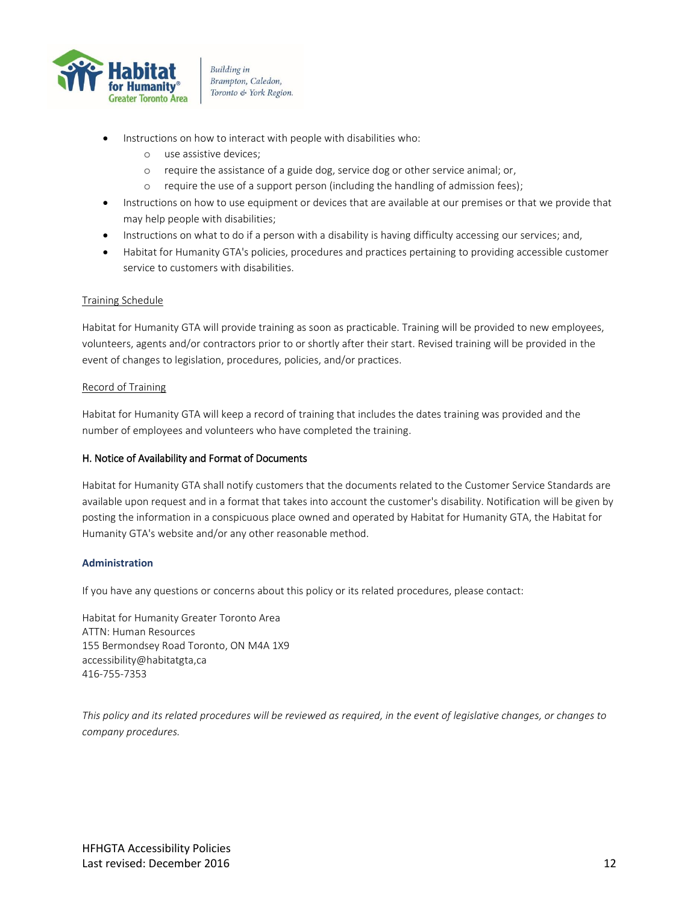- Instructions on how to interact with people with disabilities who:
  - use assistive devices;
  - require the assistance of a guide dog, service dog or other service animal; or,
  - require the use of a support person (including the handling of admission fees);
- Instructions on how to use equipment or devices that are available at our premises or that we provide that may help people with disabilities;
- Instructions on what to do if a person with a disability is having difficulty accessing our services; and,
- Habitat for Humanity GTA's policies, procedures and practices pertaining to providing accessible customer service to customers with disabilities.

<u>Training Schedule</u>

Habitat for Humanity GTA will provide training as soon as practicable. Training will be provided to new employees, volunteers, agents and/or contractors prior to or shortly after their start. Revised training will be provided in the event of changes to legislation, procedures, policies, and/or practices.

<u>Record of Training</u>

Habitat for Humanity GTA will keep a record of training that includes the dates training was provided and the number of employees and volunteers who have completed the training.

### H. Notice of Availability and Format of Documents

Habitat for Humanity GTA shall notify customers that the documents related to the Customer Service Standards are available upon request and in a format that takes into account the customer's disability. Notification will be given by posting the information in a conspicuous place owned and operated by Habitat for Humanity GTA, the Habitat for Humanity GTA's website and/or any other reasonable method.

## Administration

If you have any questions or concerns about this policy or its related procedures, please contact:

Habitat for Humanity Greater Toronto Area
ATTN: Human Resources
155 Bermondsey Road Toronto, ON M4A 1X9
accessibility@habitatgta,ca
416-755-7353

*This policy and its related procedures will be reviewed as required, in the event of legislative changes, or changes to company procedures.*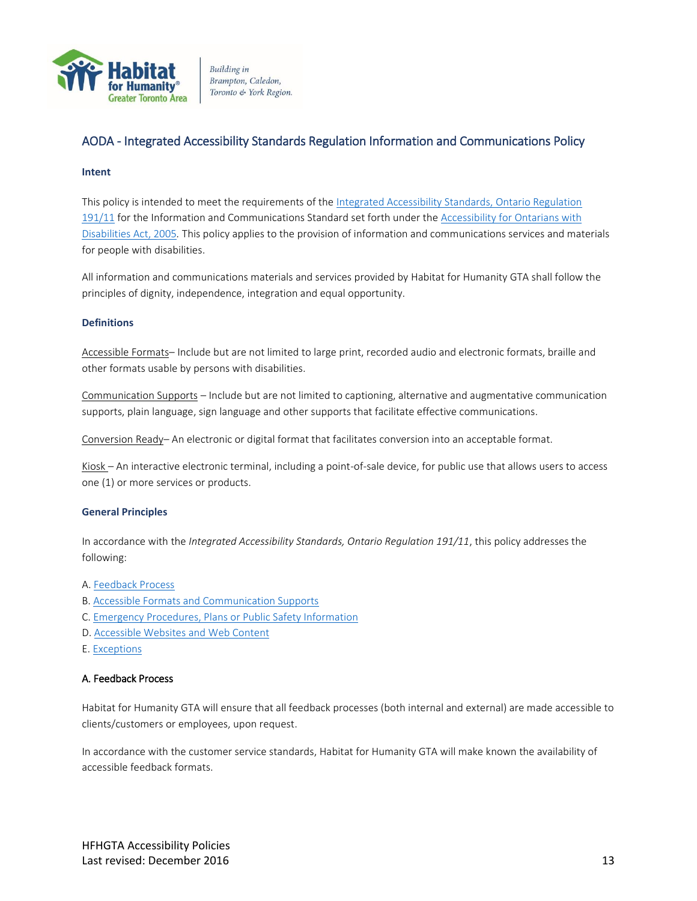## AODA - Integrated Accessibility Standards Regulation Information and Communications Policy

### Intent

This policy is intended to meet the requirements of the Integrated Accessibility Standards, Ontario Regulation 191/11 for the Information and Communications Standard set forth under the Accessibility for Ontarians with Disabilities Act, 2005. This policy applies to the provision of information and communications services and materials for people with disabilities.

All information and communications materials and services provided by Habitat for Humanity GTA shall follow the principles of dignity, independence, integration and equal opportunity.

### Definitions

Accessible Formats– Include but are not limited to large print, recorded audio and electronic formats, braille and other formats usable by persons with disabilities.

Communication Supports – Include but are not limited to captioning, alternative and augmentative communication supports, plain language, sign language and other supports that facilitate effective communications.

Conversion Ready– An electronic or digital format that facilitates conversion into an acceptable format.

Kiosk – An interactive electronic terminal, including a point-of-sale device, for public use that allows users to access one (1) or more services or products.

### General Principles

In accordance with the *Integrated Accessibility Standards, Ontario Regulation 191/11*, this policy addresses the following:

A. Feedback Process
B. Accessible Formats and Communication Supports
C. Emergency Procedures, Plans or Public Safety Information
D. Accessible Websites and Web Content
E. Exceptions

### A. Feedback Process

Habitat for Humanity GTA will ensure that all feedback processes (both internal and external) are made accessible to clients/customers or employees, upon request.

In accordance with the customer service standards, Habitat for Humanity GTA will make known the availability of accessible feedback formats.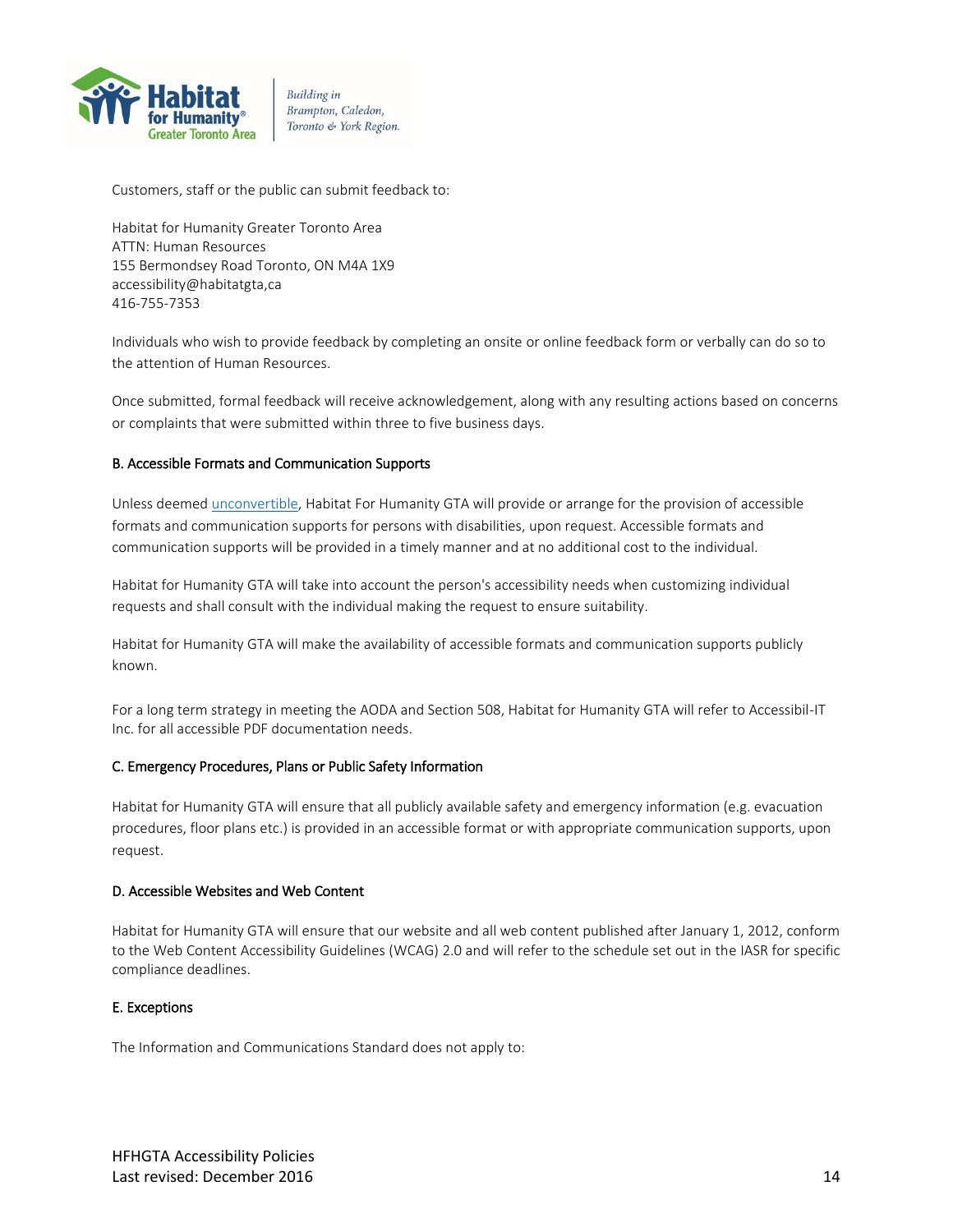Customers, staff or the public can submit feedback to:

Habitat for Humanity Greater Toronto Area
ATTN: Human Resources
155 Bermondsey Road Toronto, ON M4A 1X9
accessibility@habitatgta,ca
416-755-7353

Individuals who wish to provide feedback by completing an onsite or online feedback form or verbally can do so to the attention of Human Resources.

Once submitted, formal feedback will receive acknowledgement, along with any resulting actions based on concerns or complaints that were submitted within three to five business days.

### B. Accessible Formats and Communication Supports

Unless deemed unconvertible, Habitat For Humanity GTA will provide or arrange for the provision of accessible formats and communication supports for persons with disabilities, upon request. Accessible formats and communication supports will be provided in a timely manner and at no additional cost to the individual.

Habitat for Humanity GTA will take into account the person's accessibility needs when customizing individual requests and shall consult with the individual making the request to ensure suitability.

Habitat for Humanity GTA will make the availability of accessible formats and communication supports publicly known.

For a long term strategy in meeting the AODA and Section 508, Habitat for Humanity GTA will refer to Accessibil-IT Inc. for all accessible PDF documentation needs.

### C. Emergency Procedures, Plans or Public Safety Information

Habitat for Humanity GTA will ensure that all publicly available safety and emergency information (e.g. evacuation procedures, floor plans etc.) is provided in an accessible format or with appropriate communication supports, upon request.

### D. Accessible Websites and Web Content

Habitat for Humanity GTA will ensure that our website and all web content published after January 1, 2012, conform to the Web Content Accessibility Guidelines (WCAG) 2.0 and will refer to the schedule set out in the IASR for specific compliance deadlines.

### E. Exceptions

The Information and Communications Standard does not apply to: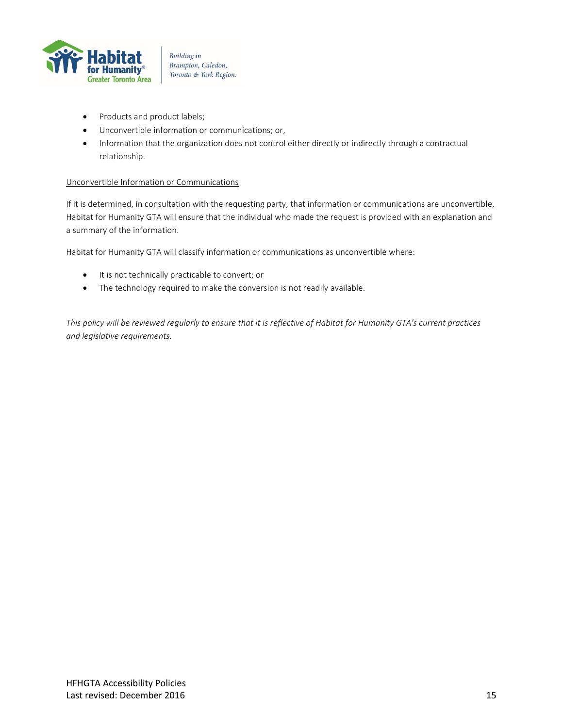- Products and product labels;
- Unconvertible information or communications; or,
- Information that the organization does not control either directly or indirectly through a contractual relationship.

Unconvertible Information or Communications

If it is determined, in consultation with the requesting party, that information or communications are unconvertible, Habitat for Humanity GTA will ensure that the individual who made the request is provided with an explanation and a summary of the information.

Habitat for Humanity GTA will classify information or communications as unconvertible where:

- It is not technically practicable to convert; or
- The technology required to make the conversion is not readily available.

*This policy will be reviewed regularly to ensure that it is reflective of Habitat for Humanity GTA's current practices and legislative requirements.*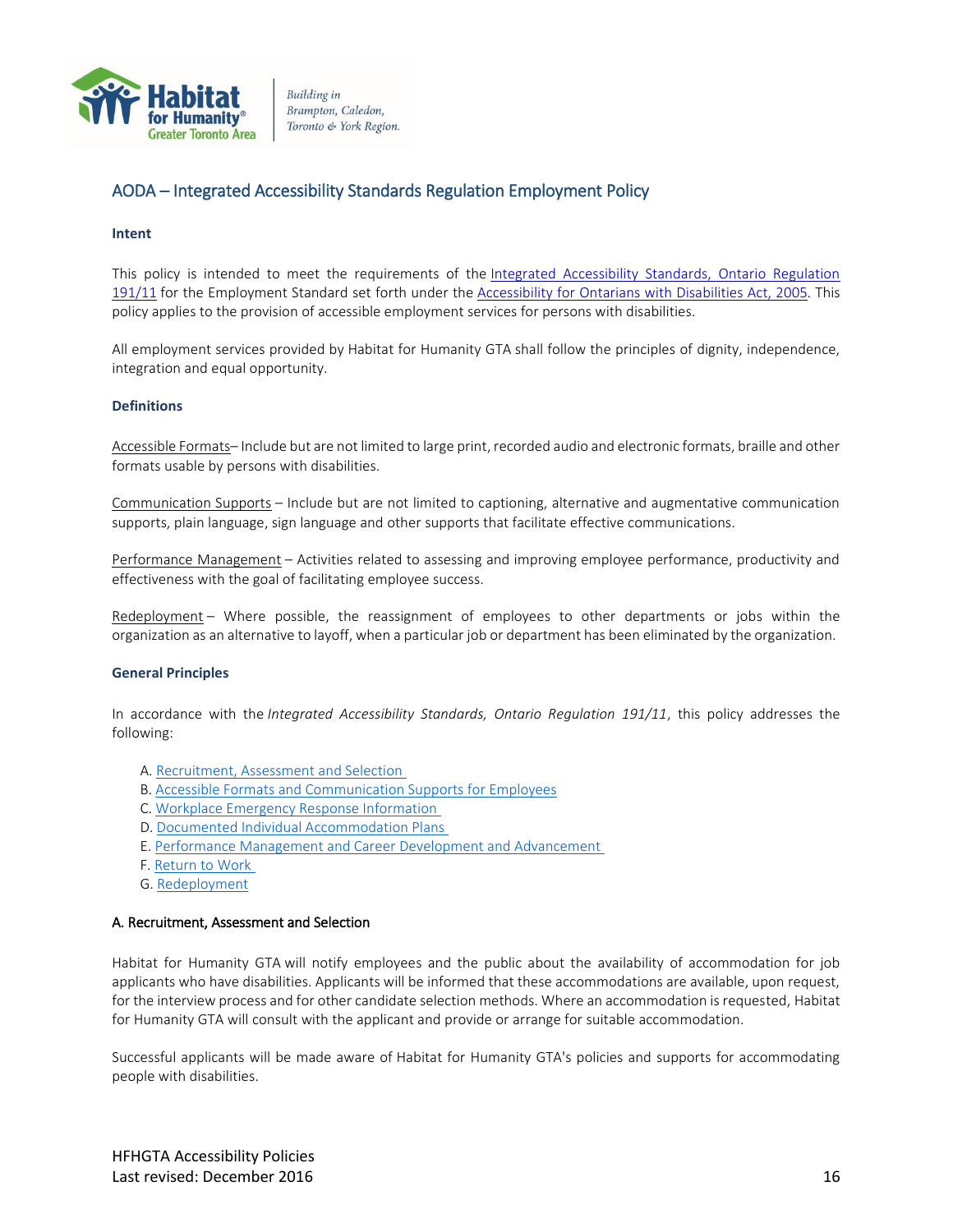## AODA – Integrated Accessibility Standards Regulation Employment Policy

### Intent

This policy is intended to meet the requirements of the Integrated Accessibility Standards, Ontario Regulation 191/11 for the Employment Standard set forth under the Accessibility for Ontarians with Disabilities Act, 2005. This policy applies to the provision of accessible employment services for persons with disabilities.

All employment services provided by Habitat for Humanity GTA shall follow the principles of dignity, independence, integration and equal opportunity.

### Definitions

Accessible Formats– Include but are not limited to large print, recorded audio and electronic formats, braille and other formats usable by persons with disabilities.

Communication Supports – Include but are not limited to captioning, alternative and augmentative communication supports, plain language, sign language and other supports that facilitate effective communications.

Performance Management – Activities related to assessing and improving employee performance, productivity and effectiveness with the goal of facilitating employee success.

Redeployment – Where possible, the reassignment of employees to other departments or jobs within the organization as an alternative to layoff, when a particular job or department has been eliminated by the organization.

### General Principles

In accordance with the *Integrated Accessibility Standards, Ontario Regulation 191/11*, this policy addresses the following:

A. Recruitment, Assessment and Selection
B. Accessible Formats and Communication Supports for Employees
C. Workplace Emergency Response Information
D. Documented Individual Accommodation Plans
E. Performance Management and Career Development and Advancement
F. Return to Work
G. Redeployment

#### A. Recruitment, Assessment and Selection

Habitat for Humanity GTA will notify employees and the public about the availability of accommodation for job applicants who have disabilities. Applicants will be informed that these accommodations are available, upon request, for the interview process and for other candidate selection methods. Where an accommodation is requested, Habitat for Humanity GTA will consult with the applicant and provide or arrange for suitable accommodation.

Successful applicants will be made aware of Habitat for Humanity GTA's policies and supports for accommodating people with disabilities.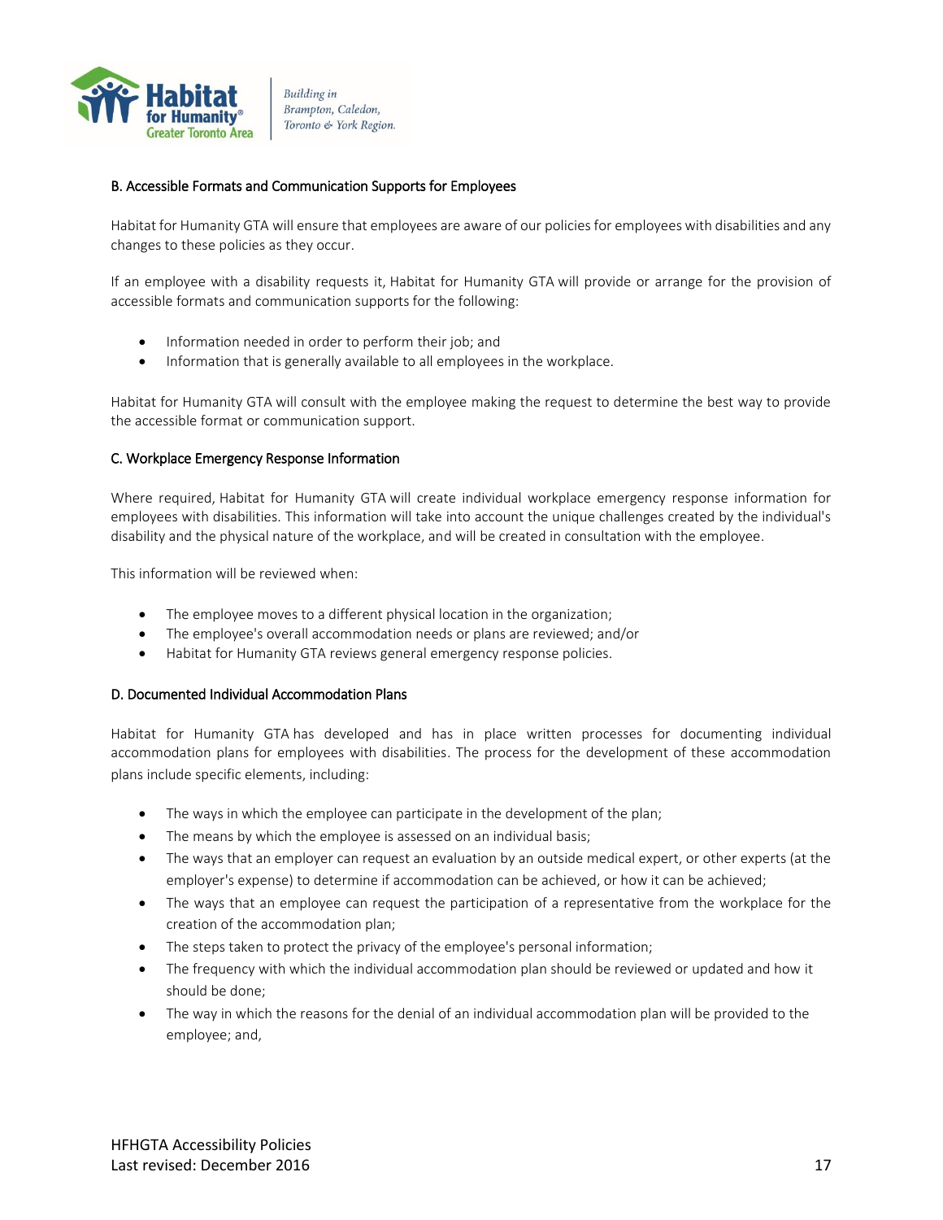#### B. Accessible Formats and Communication Supports for Employees

Habitat for Humanity GTA will ensure that employees are aware of our policies for employees with disabilities and any changes to these policies as they occur.

If an employee with a disability requests it, Habitat for Humanity GTA will provide or arrange for the provision of accessible formats and communication supports for the following:

- Information needed in order to perform their job; and
- Information that is generally available to all employees in the workplace.

Habitat for Humanity GTA will consult with the employee making the request to determine the best way to provide the accessible format or communication support.

#### C. Workplace Emergency Response Information

Where required, Habitat for Humanity GTA will create individual workplace emergency response information for employees with disabilities. This information will take into account the unique challenges created by the individual's disability and the physical nature of the workplace, and will be created in consultation with the employee.

This information will be reviewed when:

- The employee moves to a different physical location in the organization;
- The employee's overall accommodation needs or plans are reviewed; and/or
- Habitat for Humanity GTA reviews general emergency response policies.

#### D. Documented Individual Accommodation Plans

Habitat for Humanity GTA has developed and has in place written processes for documenting individual accommodation plans for employees with disabilities. The process for the development of these accommodation plans include specific elements, including:

- The ways in which the employee can participate in the development of the plan;
- The means by which the employee is assessed on an individual basis;
- The ways that an employer can request an evaluation by an outside medical expert, or other experts (at the employer's expense) to determine if accommodation can be achieved, or how it can be achieved;
- The ways that an employee can request the participation of a representative from the workplace for the creation of the accommodation plan;
- The steps taken to protect the privacy of the employee's personal information;
- The frequency with which the individual accommodation plan should be reviewed or updated and how it should be done;
- The way in which the reasons for the denial of an individual accommodation plan will be provided to the employee; and,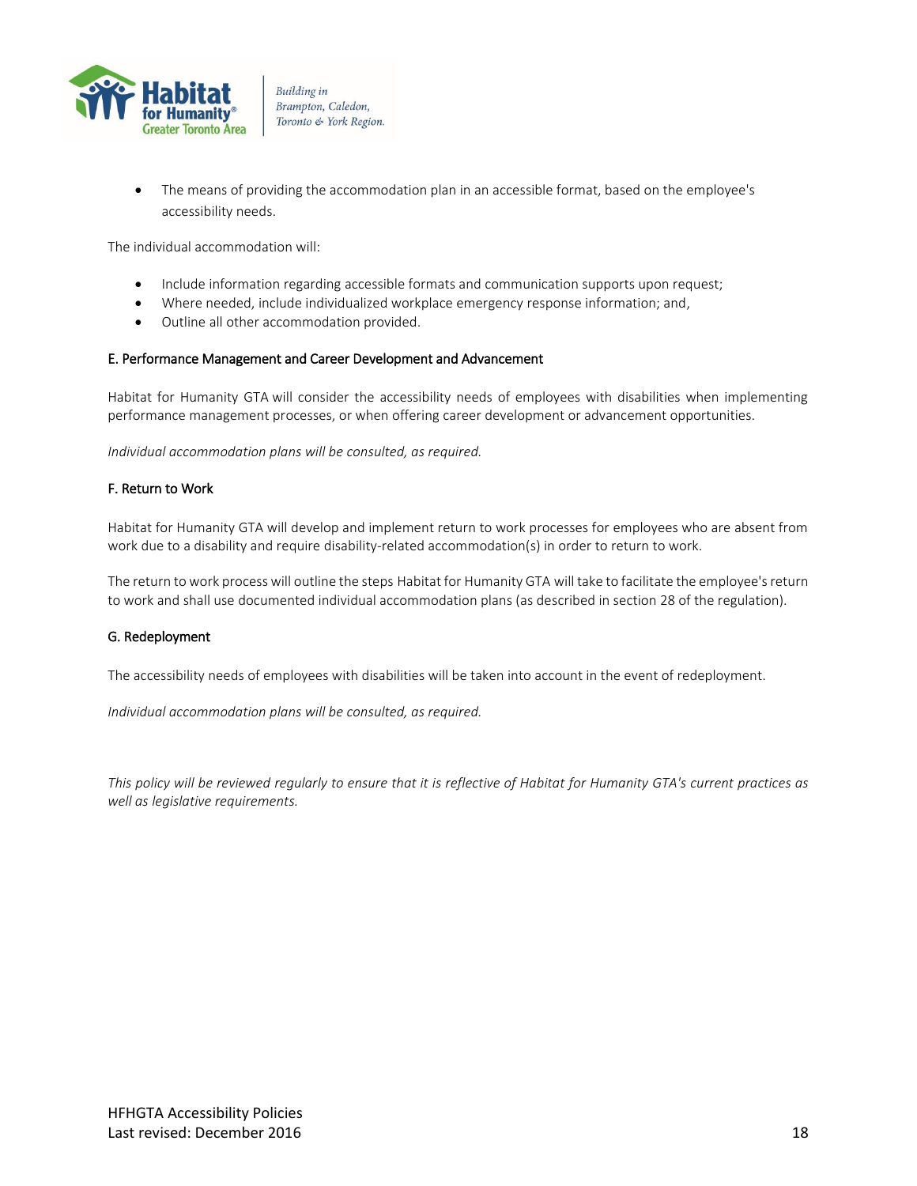- The means of providing the accommodation plan in an accessible format, based on the employee's accessibility needs.

The individual accommodation will:

- Include information regarding accessible formats and communication supports upon request;
- Where needed, include individualized workplace emergency response information; and,
- Outline all other accommodation provided.

### E. Performance Management and Career Development and Advancement

Habitat for Humanity GTA will consider the accessibility needs of employees with disabilities when implementing performance management processes, or when offering career development or advancement opportunities.

*Individual accommodation plans will be consulted, as required.*

### F. Return to Work

Habitat for Humanity GTA will develop and implement return to work processes for employees who are absent from work due to a disability and require disability-related accommodation(s) in order to return to work.

The return to work process will outline the steps Habitat for Humanity GTA will take to facilitate the employee's return to work and shall use documented individual accommodation plans (as described in section 28 of the regulation).

### G. Redeployment

The accessibility needs of employees with disabilities will be taken into account in the event of redeployment.

*Individual accommodation plans will be consulted, as required.*

*This policy will be reviewed regularly to ensure that it is reflective of Habitat for Humanity GTA's current practices as well as legislative requirements.*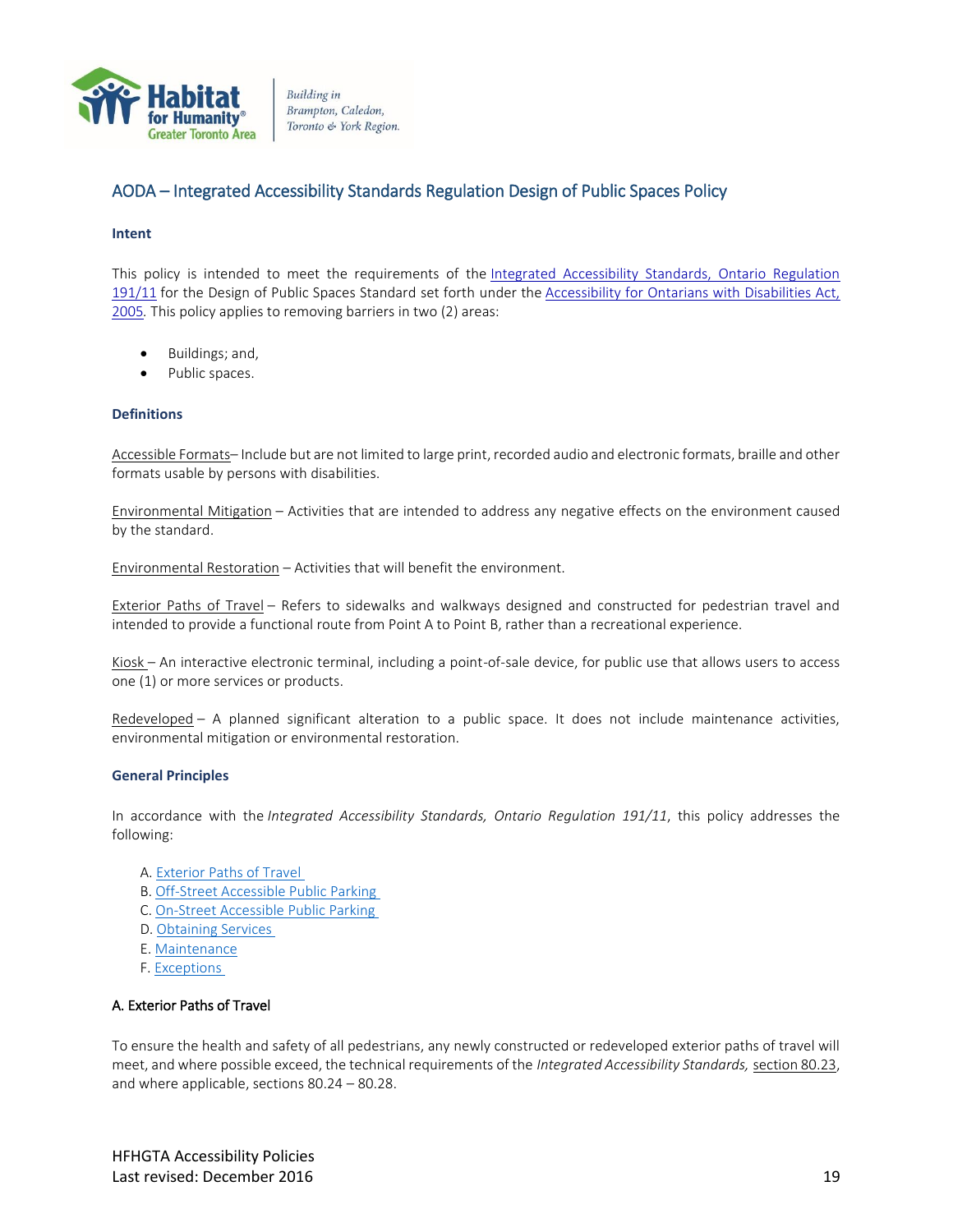## AODA – Integrated Accessibility Standards Regulation Design of Public Spaces Policy

**Intent**

This policy is intended to meet the requirements of the Integrated Accessibility Standards, Ontario Regulation 191/11 for the Design of Public Spaces Standard set forth under the Accessibility for Ontarians with Disabilities Act, 2005. This policy applies to removing barriers in two (2) areas:

- Buildings; and,
- Public spaces.

**Definitions**

Accessible Formats– Include but are not limited to large print, recorded audio and electronic formats, braille and other formats usable by persons with disabilities.

Environmental Mitigation – Activities that are intended to address any negative effects on the environment caused by the standard.

Environmental Restoration – Activities that will benefit the environment.

Exterior Paths of Travel – Refers to sidewalks and walkways designed and constructed for pedestrian travel and intended to provide a functional route from Point A to Point B, rather than a recreational experience.

Kiosk – An interactive electronic terminal, including a point-of-sale device, for public use that allows users to access one (1) or more services or products.

Redeveloped – A planned significant alteration to a public space. It does not include maintenance activities, environmental mitigation or environmental restoration.

**General Principles**

In accordance with the *Integrated Accessibility Standards, Ontario Regulation 191/11*, this policy addresses the following:

A. Exterior Paths of Travel
B. Off-Street Accessible Public Parking
C. On-Street Accessible Public Parking
D. Obtaining Services
E. Maintenance
F. Exceptions

### A. Exterior Paths of Travel

To ensure the health and safety of all pedestrians, any newly constructed or redeveloped exterior paths of travel will meet, and where possible exceed, the technical requirements of the *Integrated Accessibility Standards,* section 80.23, and where applicable, sections 80.24 – 80.28.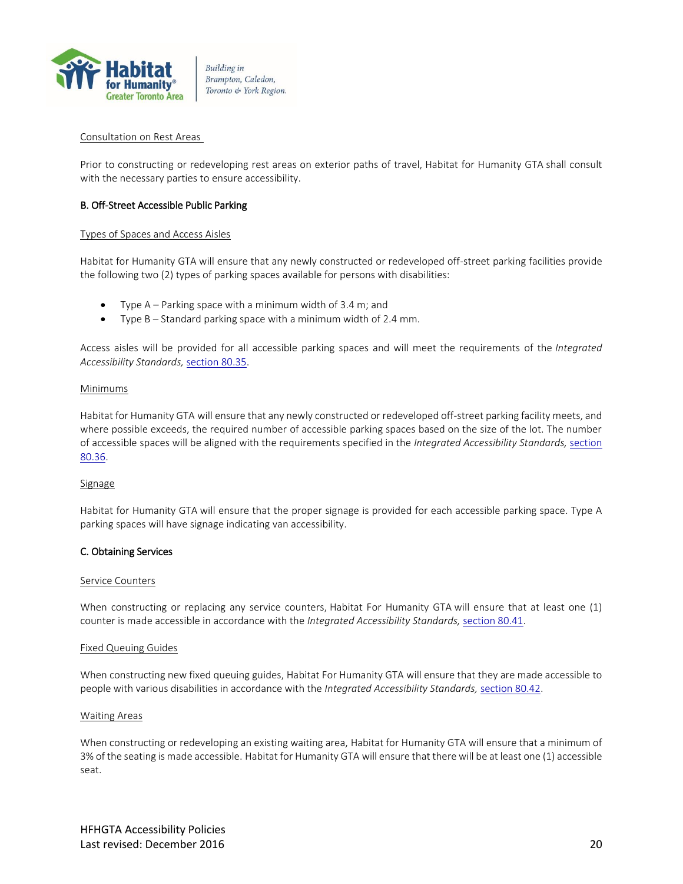Consultation on Rest Areas

Prior to constructing or redeveloping rest areas on exterior paths of travel, Habitat for Humanity GTA shall consult with the necessary parties to ensure accessibility.

**B. Off-Street Accessible Public Parking**

Types of Spaces and Access Aisles

Habitat for Humanity GTA will ensure that any newly constructed or redeveloped off-street parking facilities provide the following two (2) types of parking spaces available for persons with disabilities:

- Type A – Parking space with a minimum width of 3.4 m; and
- Type B – Standard parking space with a minimum width of 2.4 mm.

Access aisles will be provided for all accessible parking spaces and will meet the requirements of the *Integrated Accessibility Standards,* section 80.35.

Minimums

Habitat for Humanity GTA will ensure that any newly constructed or redeveloped off-street parking facility meets, and where possible exceeds, the required number of accessible parking spaces based on the size of the lot. The number of accessible spaces will be aligned with the requirements specified in the *Integrated Accessibility Standards,* section 80.36.

Signage

Habitat for Humanity GTA will ensure that the proper signage is provided for each accessible parking space. Type A parking spaces will have signage indicating van accessibility.

**C. Obtaining Services**

Service Counters

When constructing or replacing any service counters, Habitat For Humanity GTA will ensure that at least one (1) counter is made accessible in accordance with the *Integrated Accessibility Standards,* section 80.41.

Fixed Queuing Guides

When constructing new fixed queuing guides, Habitat For Humanity GTA will ensure that they are made accessible to people with various disabilities in accordance with the *Integrated Accessibility Standards,* section 80.42.

Waiting Areas

When constructing or redeveloping an existing waiting area, Habitat for Humanity GTA will ensure that a minimum of 3% of the seating is made accessible. Habitat for Humanity GTA will ensure that there will be at least one (1) accessible seat.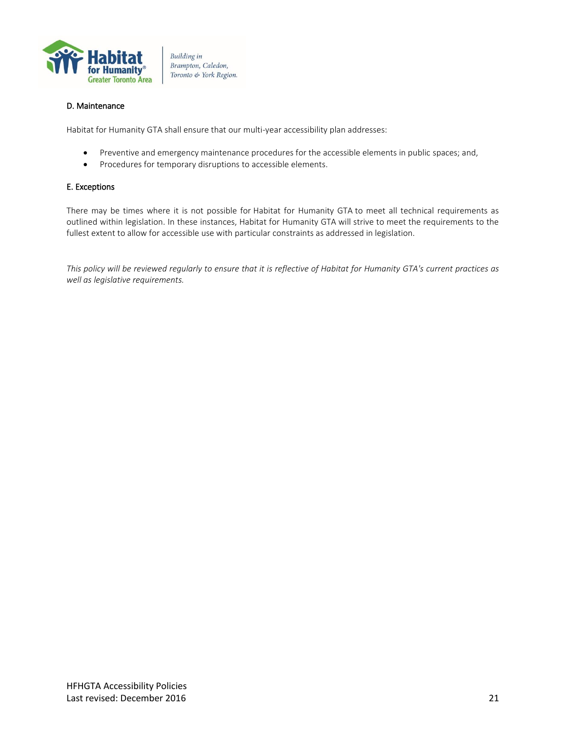### D. Maintenance

Habitat for Humanity GTA shall ensure that our multi-year accessibility plan addresses:

- Preventive and emergency maintenance procedures for the accessible elements in public spaces; and,
- Procedures for temporary disruptions to accessible elements.

### E. Exceptions

There may be times where it is not possible for Habitat for Humanity GTA to meet all technical requirements as outlined within legislation. In these instances, Habitat for Humanity GTA will strive to meet the requirements to the fullest extent to allow for accessible use with particular constraints as addressed in legislation.

*This policy will be reviewed regularly to ensure that it is reflective of Habitat for Humanity GTA's current practices as well as legislative requirements.*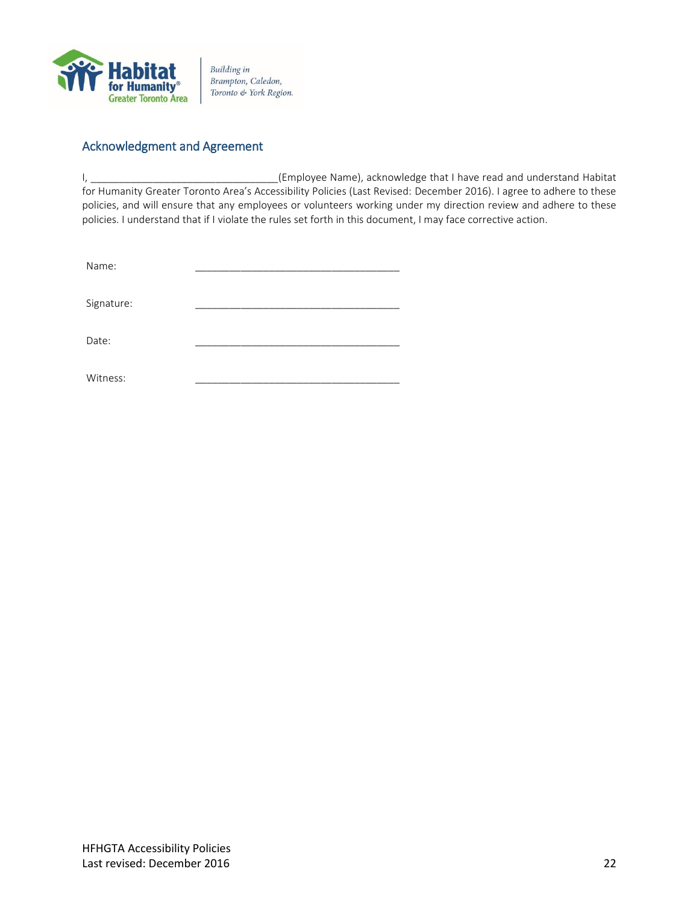## Acknowledgment and Agreement

I, ________________________________(Employee Name), acknowledge that I have read and understand Habitat for Humanity Greater Toronto Area's Accessibility Policies (Last Revised: December 2016). I agree to adhere to these policies, and will ensure that any employees or volunteers working under my direction review and adhere to these policies. I understand that if I violate the rules set forth in this document, I may face corrective action.

Name: ___________________________________

Signature: ___________________________________

Date: ___________________________________

Witness: ___________________________________